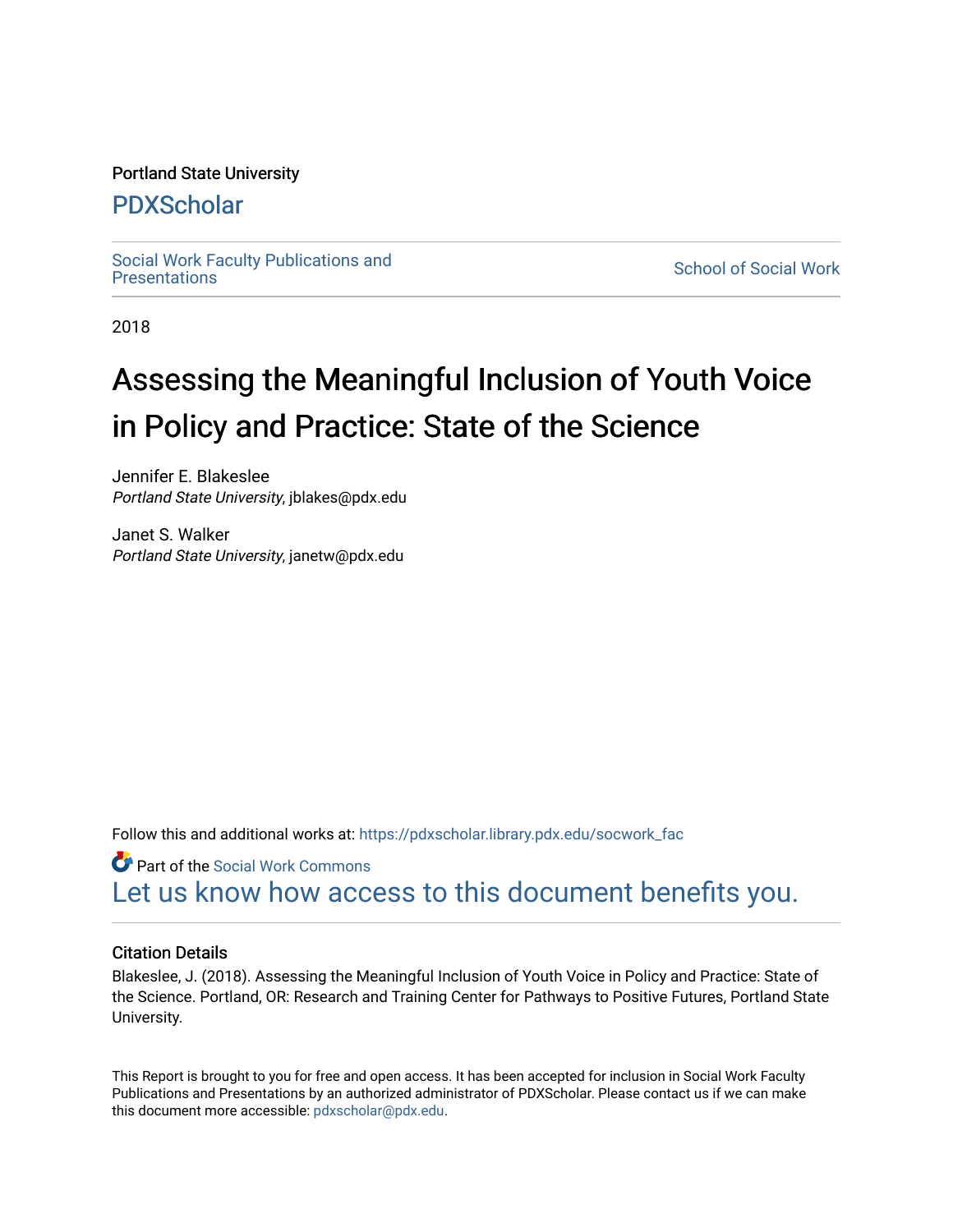Portland State University

# PDXScholar

Social Work Faculty Publications and Presentations | School of Social Work

2018

# Assessing the Meaningful Inclusion of Youth Voice in Policy and Practice: State of the Science

Jennifer E. Blakeslee
*Portland State University*, jblakes@pdx.edu

Janet S. Walker
*Portland State University*, janetw@pdx.edu

Follow this and additional works at: https://pdxscholar.library.pdx.edu/socwork_fac

Part of the Social Work Commons

Let us know how access to this document benefits you.

## Citation Details

Blakeslee, J. (2018). Assessing the Meaningful Inclusion of Youth Voice in Policy and Practice: State of the Science. Portland, OR: Research and Training Center for Pathways to Positive Futures, Portland State University.

This Report is brought to you for free and open access. It has been accepted for inclusion in Social Work Faculty Publications and Presentations by an authorized administrator of PDXScholar. Please contact us if we can make this document more accessible: pdxscholar@pdx.edu.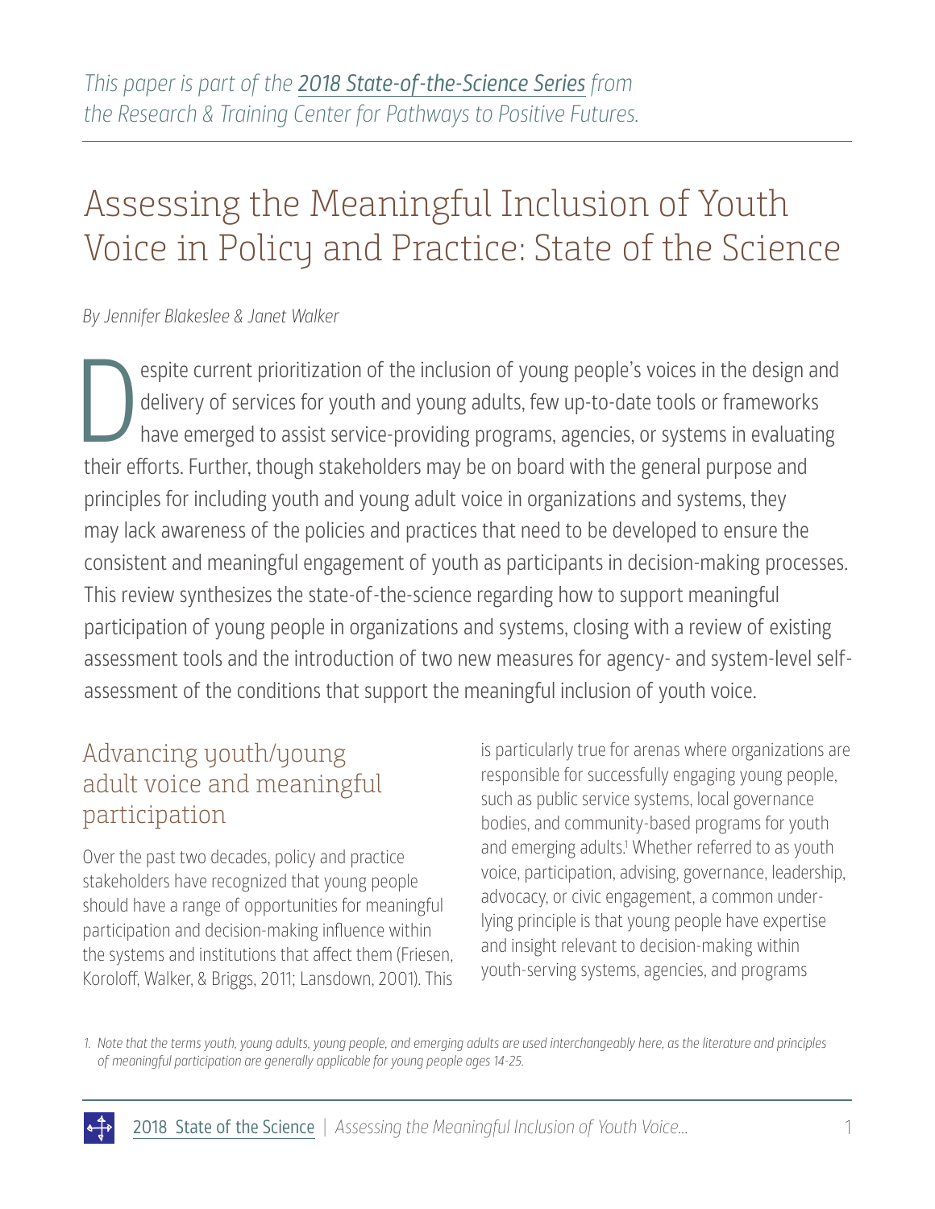*This paper is part of the 2018 State-of-the-Science Series from the Research & Training Center for Pathways to Positive Futures.*

# Assessing the Meaningful Inclusion of Youth Voice in Policy and Practice: State of the Science

*By Jennifer Blakeslee & Janet Walker*

Despite current prioritization of the inclusion of young people's voices in the design and delivery of services for youth and young adults, few up-to-date tools or frameworks have emerged to assist service-providing programs, agencies, or systems in evaluating their efforts. Further, though stakeholders may be on board with the general purpose and principles for including youth and young adult voice in organizations and systems, they may lack awareness of the policies and practices that need to be developed to ensure the consistent and meaningful engagement of youth as participants in decision-making processes. This review synthesizes the state-of-the-science regarding how to support meaningful participation of young people in organizations and systems, closing with a review of existing assessment tools and the introduction of two new measures for agency- and system-level self-assessment of the conditions that support the meaningful inclusion of youth voice.

## Advancing youth/young adult voice and meaningful participation

Over the past two decades, policy and practice stakeholders have recognized that young people should have a range of opportunities for meaningful participation and decision-making influence within the systems and institutions that affect them (Friesen, Koroloff, Walker, & Briggs, 2011; Lansdown, 2001). This is particularly true for arenas where organizations are responsible for successfully engaging young people, such as public service systems, local governance bodies, and community-based programs for youth and emerging adults.[1] Whether referred to as youth voice, participation, advising, governance, leadership, advocacy, or civic engagement, a common underlying principle is that young people have expertise and insight relevant to decision-making within youth-serving systems, agencies, and programs

*1. Note that the terms youth, young adults, young people, and emerging adults are used interchangeably here, as the literature and principles of meaningful participation are generally applicable for young people ages 14-25.*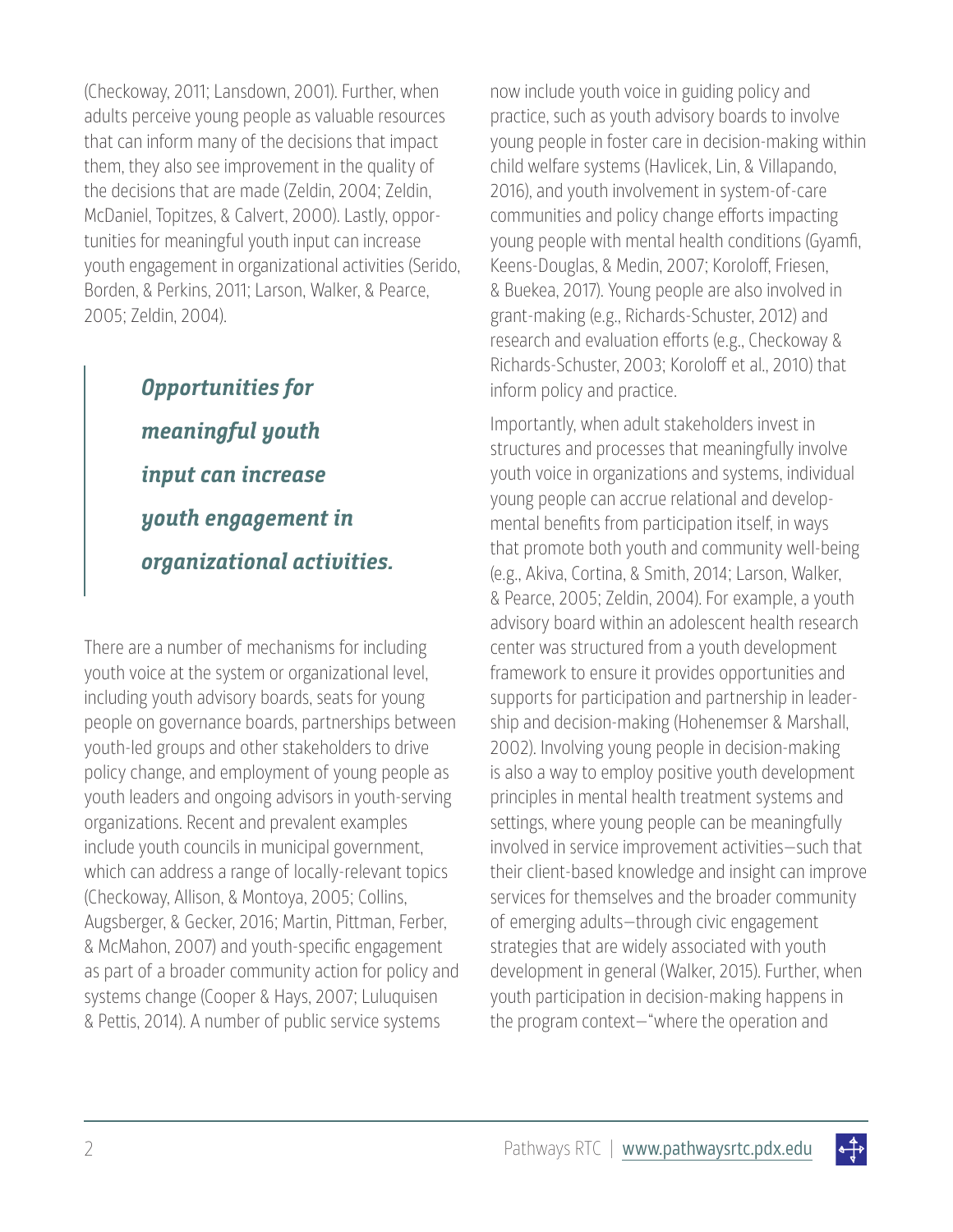(Checkoway, 2011; Lansdown, 2001). Further, when adults perceive young people as valuable resources that can inform many of the decisions that impact them, they also see improvement in the quality of the decisions that are made (Zeldin, 2004; Zeldin, McDaniel, Topitzes, & Calvert, 2000). Lastly, opportunities for meaningful youth input can increase youth engagement in organizational activities (Serido, Borden, & Perkins, 2011; Larson, Walker, & Pearce, 2005; Zeldin, 2004).

> ***Opportunities for meaningful youth input can increase youth engagement in organizational activities.***

There are a number of mechanisms for including youth voice at the system or organizational level, including youth advisory boards, seats for young people on governance boards, partnerships between youth-led groups and other stakeholders to drive policy change, and employment of young people as youth leaders and ongoing advisors in youth-serving organizations. Recent and prevalent examples include youth councils in municipal government, which can address a range of locally-relevant topics (Checkoway, Allison, & Montoya, 2005; Collins, Augsberger, & Gecker, 2016; Martin, Pittman, Ferber, & McMahon, 2007) and youth-specific engagement as part of a broader community action for policy and systems change (Cooper & Hays, 2007; Luluquisen & Pettis, 2014). A number of public service systems now include youth voice in guiding policy and practice, such as youth advisory boards to involve young people in foster care in decision-making within child welfare systems (Havlicek, Lin, & Villapando, 2016), and youth involvement in system-of-care communities and policy change efforts impacting young people with mental health conditions (Gyamfi, Keens-Douglas, & Medin, 2007; Koroloff, Friesen, & Buekea, 2017). Young people are also involved in grant-making (e.g., Richards-Schuster, 2012) and research and evaluation efforts (e.g., Checkoway & Richards-Schuster, 2003; Koroloff et al., 2010) that inform policy and practice.

Importantly, when adult stakeholders invest in structures and processes that meaningfully involve youth voice in organizations and systems, individual young people can accrue relational and developmental benefits from participation itself, in ways that promote both youth and community well-being (e.g., Akiva, Cortina, & Smith, 2014; Larson, Walker, & Pearce, 2005; Zeldin, 2004). For example, a youth advisory board within an adolescent health research center was structured from a youth development framework to ensure it provides opportunities and supports for participation and partnership in leadership and decision-making (Hohenemser & Marshall, 2002). Involving young people in decision-making is also a way to employ positive youth development principles in mental health treatment systems and settings, where young people can be meaningfully involved in service improvement activities—such that their client-based knowledge and insight can improve services for themselves and the broader community of emerging adults—through civic engagement strategies that are widely associated with youth development in general (Walker, 2015). Further, when youth participation in decision-making happens in the program context—"where the operation and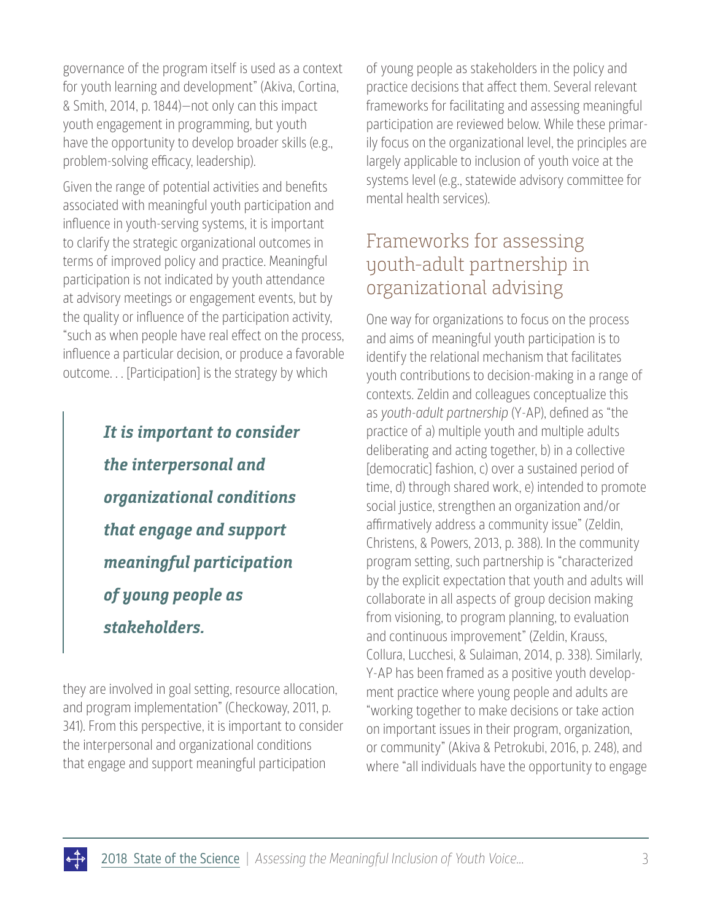governance of the program itself is used as a context for youth learning and development" (Akiva, Cortina, & Smith, 2014, p. 1844)—not only can this impact youth engagement in programming, but youth have the opportunity to develop broader skills (e.g., problem-solving efficacy, leadership).

Given the range of potential activities and benefits associated with meaningful youth participation and influence in youth-serving systems, it is important to clarify the strategic organizational outcomes in terms of improved policy and practice. Meaningful participation is not indicated by youth attendance at advisory meetings or engagement events, but by the quality or influence of the participation activity, "such as when people have real effect on the process, influence a particular decision, or produce a favorable outcome. . . [Participation] is the strategy by which they are involved in goal setting, resource allocation, and program implementation" (Checkoway, 2011, p. 341). From this perspective, it is important to consider the interpersonal and organizational conditions that engage and support meaningful participation of young people as stakeholders in the policy and practice decisions that affect them. Several relevant frameworks for facilitating and assessing meaningful participation are reviewed below. While these primarily focus on the organizational level, the principles are largely applicable to inclusion of youth voice at the systems level (e.g., statewide advisory committee for mental health services).

> ***It is important to consider the interpersonal and organizational conditions that engage and support meaningful participation of young people as stakeholders.***

## Frameworks for assessing youth-adult partnership in organizational advising

One way for organizations to focus on the process and aims of meaningful youth participation is to identify the relational mechanism that facilitates youth contributions to decision-making in a range of contexts. Zeldin and colleagues conceptualize this as *youth-adult partnership* (Y-AP), defined as "the practice of a) multiple youth and multiple adults deliberating and acting together, b) in a collective [democratic] fashion, c) over a sustained period of time, d) through shared work, e) intended to promote social justice, strengthen an organization and/or affirmatively address a community issue" (Zeldin, Christens, & Powers, 2013, p. 388). In the community program setting, such partnership is "characterized by the explicit expectation that youth and adults will collaborate in all aspects of group decision making from visioning, to program planning, to evaluation and continuous improvement" (Zeldin, Krauss, Collura, Lucchesi, & Sulaiman, 2014, p. 338). Similarly, Y-AP has been framed as a positive youth development practice where young people and adults are "working together to make decisions or take action on important issues in their program, organization, or community" (Akiva & Petrokubi, 2016, p. 248), and where "all individuals have the opportunity to engage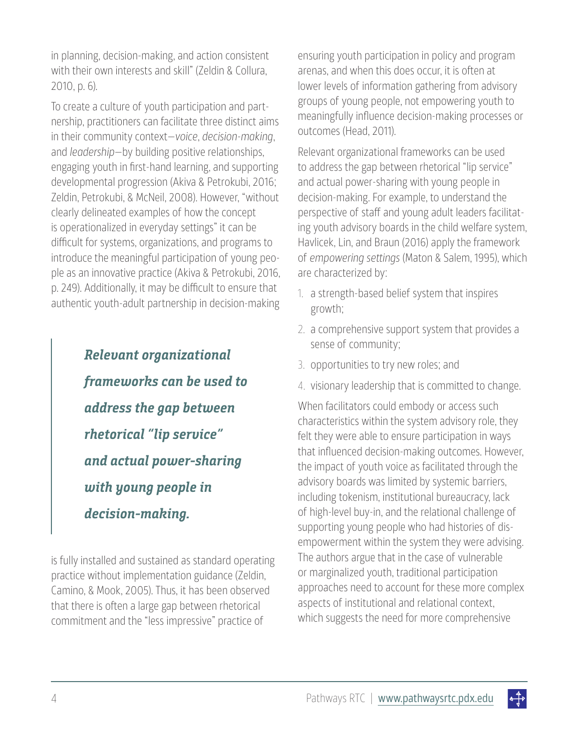in planning, decision-making, and action consistent with their own interests and skill" (Zeldin & Collura, 2010, p. 6).

To create a culture of youth participation and partnership, practitioners can facilitate three distinct aims in their community context—*voice*, *decision-making*, and *leadership*—by building positive relationships, engaging youth in first-hand learning, and supporting developmental progression (Akiva & Petrokubi, 2016; Zeldin, Petrokubi, & McNeil, 2008). However, "without clearly delineated examples of how the concept is operationalized in everyday settings" it can be difficult for systems, organizations, and programs to introduce the meaningful participation of young people as an innovative practice (Akiva & Petrokubi, 2016, p. 249). Additionally, it may be difficult to ensure that authentic youth-adult partnership in decision-making is fully installed and sustained as standard operating practice without implementation guidance (Zeldin, Camino, & Mook, 2005). Thus, it has been observed that there is often a large gap between rhetorical commitment and the "less impressive" practice of ensuring youth participation in policy and program arenas, and when this does occur, it is often at lower levels of information gathering from advisory groups of young people, not empowering youth to meaningfully influence decision-making processes or outcomes (Head, 2011).

> ***Relevant organizational frameworks can be used to address the gap between rhetorical "lip service" and actual power-sharing with young people in decision-making.***

Relevant organizational frameworks can be used to address the gap between rhetorical "lip service" and actual power-sharing with young people in decision-making. For example, to understand the perspective of staff and young adult leaders facilitating youth advisory boards in the child welfare system, Havlicek, Lin, and Braun (2016) apply the framework of *empowering settings* (Maton & Salem, 1995), which are characterized by:

1. a strength-based belief system that inspires growth;
2. a comprehensive support system that provides a sense of community;
3. opportunities to try new roles; and
4. visionary leadership that is committed to change.

When facilitators could embody or access such characteristics within the system advisory role, they felt they were able to ensure participation in ways that influenced decision-making outcomes. However, the impact of youth voice as facilitated through the advisory boards was limited by systemic barriers, including tokenism, institutional bureaucracy, lack of high-level buy-in, and the relational challenge of supporting young people who had histories of disempowerment within the system they were advising. The authors argue that in the case of vulnerable or marginalized youth, traditional participation approaches need to account for these more complex aspects of institutional and relational context, which suggests the need for more comprehensive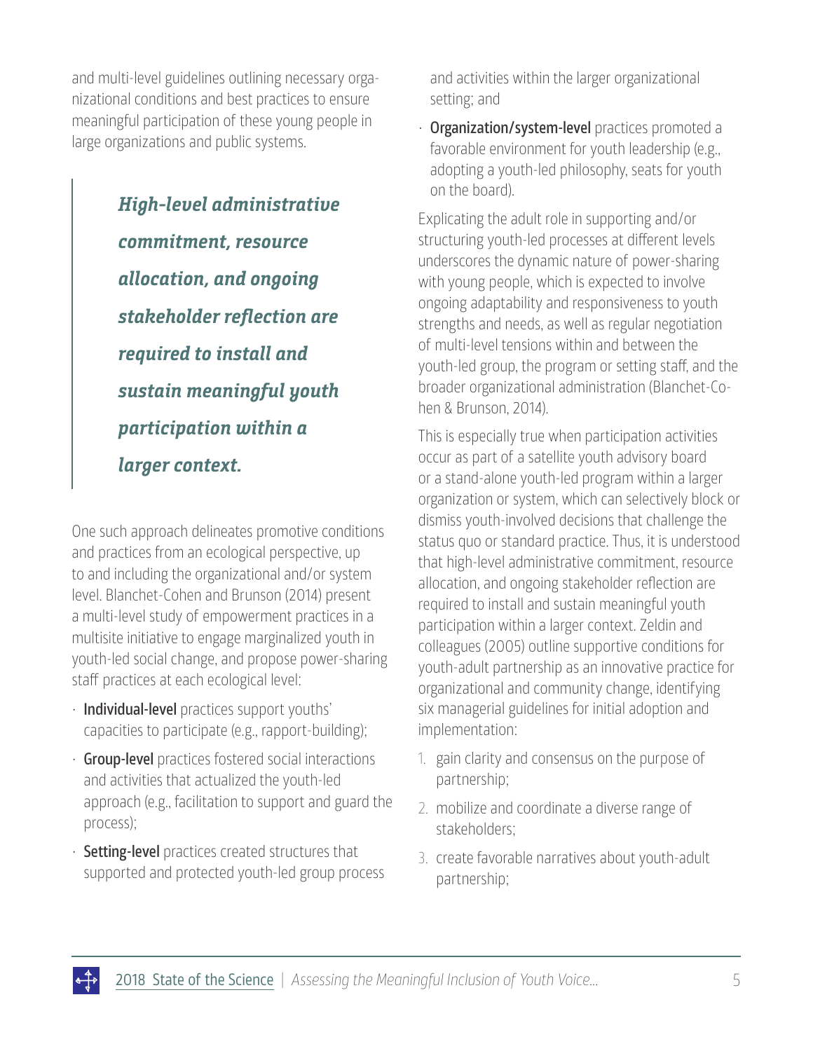and multi-level guidelines outlining necessary organizational conditions and best practices to ensure meaningful participation of these young people in large organizations and public systems.

> ***High-level administrative commitment, resource allocation, and ongoing stakeholder reflection are required to install and sustain meaningful youth participation within a larger context.***

One such approach delineates promotive conditions and practices from an ecological perspective, up to and including the organizational and/or system level. Blanchet-Cohen and Brunson (2014) present a multi-level study of empowerment practices in a multisite initiative to engage marginalized youth in youth-led social change, and propose power-sharing staff practices at each ecological level:

- **Individual-level** practices support youths' capacities to participate (e.g., rapport-building);
- **Group-level** practices fostered social interactions and activities that actualized the youth-led approach (e.g., facilitation to support and guard the process);
- **Setting-level** practices created structures that supported and protected youth-led group process and activities within the larger organizational setting; and
- **Organization/system-level** practices promoted a favorable environment for youth leadership (e.g., adopting a youth-led philosophy, seats for youth on the board).

Explicating the adult role in supporting and/or structuring youth-led processes at different levels underscores the dynamic nature of power-sharing with young people, which is expected to involve ongoing adaptability and responsiveness to youth strengths and needs, as well as regular negotiation of multi-level tensions within and between the youth-led group, the program or setting staff, and the broader organizational administration (Blanchet-Cohen & Brunson, 2014).

This is especially true when participation activities occur as part of a satellite youth advisory board or a stand-alone youth-led program within a larger organization or system, which can selectively block or dismiss youth-involved decisions that challenge the status quo or standard practice. Thus, it is understood that high-level administrative commitment, resource allocation, and ongoing stakeholder reflection are required to install and sustain meaningful youth participation within a larger context. Zeldin and colleagues (2005) outline supportive conditions for youth-adult partnership as an innovative practice for organizational and community change, identifying six managerial guidelines for initial adoption and implementation:

1. gain clarity and consensus on the purpose of partnership;
2. mobilize and coordinate a diverse range of stakeholders;
3. create favorable narratives about youth-adult partnership;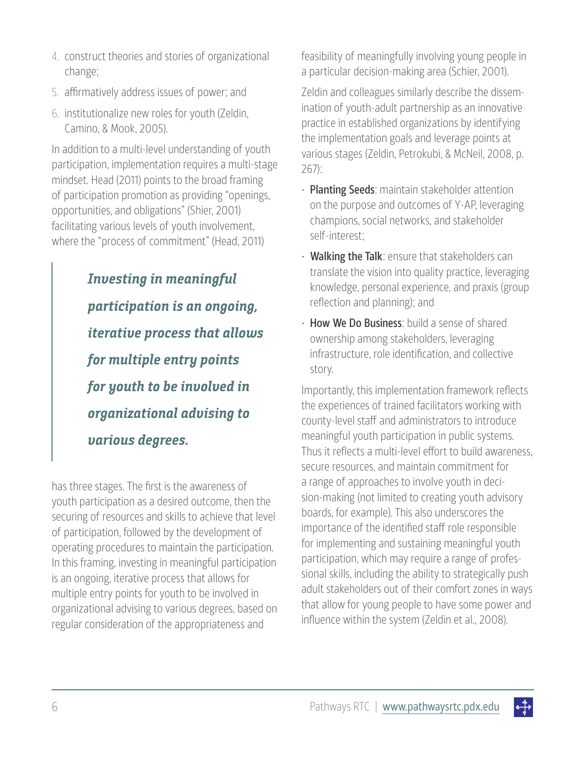4. construct theories and stories of organizational change;
5. affirmatively address issues of power; and
6. institutionalize new roles for youth (Zeldin, Camino, & Mook, 2005).

In addition to a multi-level understanding of youth participation, implementation requires a multi-stage mindset. Head (2011) points to the broad framing of participation promotion as providing "openings, opportunities, and obligations" (Shier, 2001) facilitating various levels of youth involvement, where the "process of commitment" (Head, 2011) has three stages. The first is the awareness of youth participation as a desired outcome, then the securing of resources and skills to achieve that level of participation, followed by the development of operating procedures to maintain the participation. In this framing, investing in meaningful participation is an ongoing, iterative process that allows for multiple entry points for youth to be involved in organizational advising to various degrees, based on regular consideration of the appropriateness and feasibility of meaningfully involving young people in a particular decision-making area (Schier, 2001).

> ***Investing in meaningful participation is an ongoing, iterative process that allows for multiple entry points for youth to be involved in organizational advising to various degrees.***

Zeldin and colleagues similarly describe the dissemination of youth-adult partnership as an innovative practice in established organizations by identifying the implementation goals and leverage points at various stages (Zeldin, Petrokubi, & McNeil, 2008, p. 267):

- **Planting Seeds**: maintain stakeholder attention on the purpose and outcomes of Y-AP, leveraging champions, social networks, and stakeholder self-interest;
- **Walking the Talk**: ensure that stakeholders can translate the vision into quality practice, leveraging knowledge, personal experience, and praxis (group reflection and planning); and
- **How We Do Business**: build a sense of shared ownership among stakeholders, leveraging infrastructure, role identification, and collective story.

Importantly, this implementation framework reflects the experiences of trained facilitators working with county-level staff and administrators to introduce meaningful youth participation in public systems. Thus it reflects a multi-level effort to build awareness, secure resources, and maintain commitment for a range of approaches to involve youth in decision-making (not limited to creating youth advisory boards, for example). This also underscores the importance of the identified staff role responsible for implementing and sustaining meaningful youth participation, which may require a range of professional skills, including the ability to strategically push adult stakeholders out of their comfort zones in ways that allow for young people to have some power and influence within the system (Zeldin et al., 2008).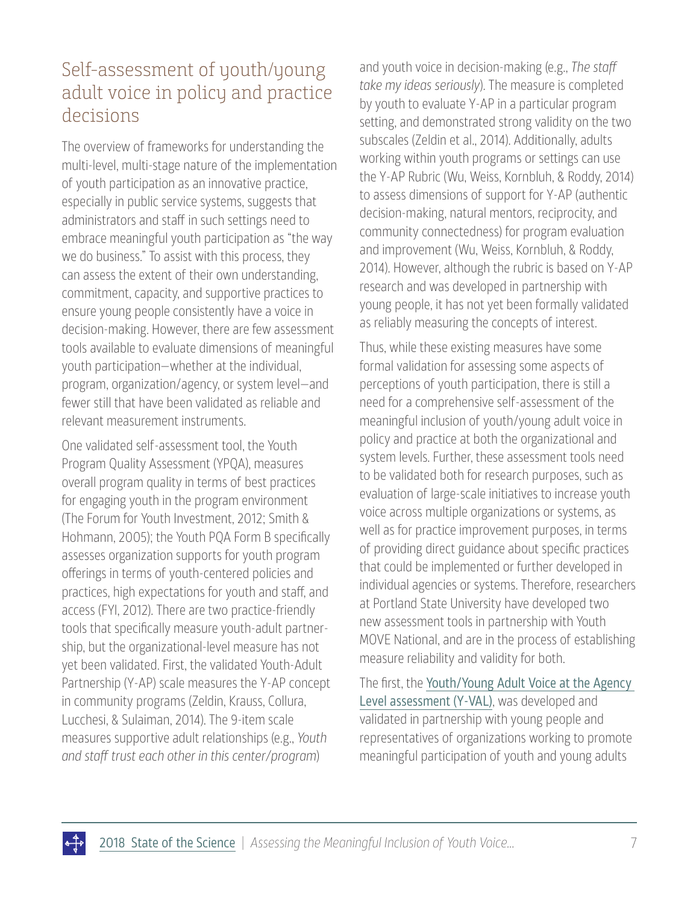## Self-assessment of youth/young adult voice in policy and practice decisions

The overview of frameworks for understanding the multi-level, multi-stage nature of the implementation of youth participation as an innovative practice, especially in public service systems, suggests that administrators and staff in such settings need to embrace meaningful youth participation as "the way we do business." To assist with this process, they can assess the extent of their own understanding, commitment, capacity, and supportive practices to ensure young people consistently have a voice in decision-making. However, there are few assessment tools available to evaluate dimensions of meaningful youth participation—whether at the individual, program, organization/agency, or system level—and fewer still that have been validated as reliable and relevant measurement instruments.

One validated self-assessment tool, the Youth Program Quality Assessment (YPQA), measures overall program quality in terms of best practices for engaging youth in the program environment (The Forum for Youth Investment, 2012; Smith & Hohmann, 2005); the Youth PQA Form B specifically assesses organization supports for youth program offerings in terms of youth-centered policies and practices, high expectations for youth and staff, and access (FYI, 2012). There are two practice-friendly tools that specifically measure youth-adult partnership, but the organizational-level measure has not yet been validated. First, the validated Youth-Adult Partnership (Y-AP) scale measures the Y-AP concept in community programs (Zeldin, Krauss, Collura, Lucchesi, & Sulaiman, 2014). The 9-item scale measures supportive adult relationships (e.g., *Youth and staff trust each other in this center/program*) and youth voice in decision-making (e.g., *The staff take my ideas seriously*). The measure is completed by youth to evaluate Y-AP in a particular program setting, and demonstrated strong validity on the two subscales (Zeldin et al., 2014). Additionally, adults working within youth programs or settings can use the Y-AP Rubric (Wu, Weiss, Kornbluh, & Roddy, 2014) to assess dimensions of support for Y-AP (authentic decision-making, natural mentors, reciprocity, and community connectedness) for program evaluation and improvement (Wu, Weiss, Kornbluh, & Roddy, 2014). However, although the rubric is based on Y-AP research and was developed in partnership with young people, it has not yet been formally validated as reliably measuring the concepts of interest.

Thus, while these existing measures have some formal validation for assessing some aspects of perceptions of youth participation, there is still a need for a comprehensive self-assessment of the meaningful inclusion of youth/young adult voice in policy and practice at both the organizational and system levels. Further, these assessment tools need to be validated both for research purposes, such as evaluation of large-scale initiatives to increase youth voice across multiple organizations or systems, as well as for practice improvement purposes, in terms of providing direct guidance about specific practices that could be implemented or further developed in individual agencies or systems. Therefore, researchers at Portland State University have developed two new assessment tools in partnership with Youth MOVE National, and are in the process of establishing measure reliability and validity for both.

The first, the Youth/Young Adult Voice at the Agency Level assessment (Y-VAL), was developed and validated in partnership with young people and representatives of organizations working to promote meaningful participation of youth and young adults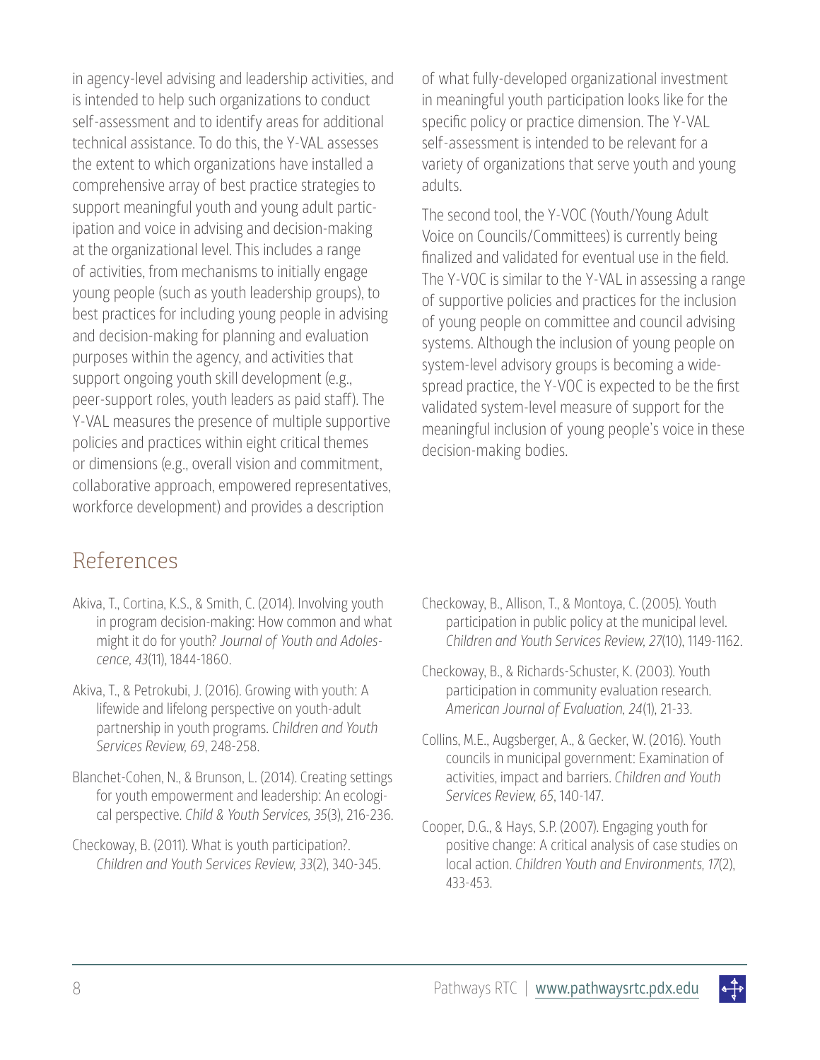in agency-level advising and leadership activities, and is intended to help such organizations to conduct self-assessment and to identify areas for additional technical assistance. To do this, the Y-VAL assesses the extent to which organizations have installed a comprehensive array of best practice strategies to support meaningful youth and young adult participation and voice in advising and decision-making at the organizational level. This includes a range of activities, from mechanisms to initially engage young people (such as youth leadership groups), to best practices for including young people in advising and decision-making for planning and evaluation purposes within the agency, and activities that support ongoing youth skill development (e.g., peer-support roles, youth leaders as paid staff). The Y-VAL measures the presence of multiple supportive policies and practices within eight critical themes or dimensions (e.g., overall vision and commitment, collaborative approach, empowered representatives, workforce development) and provides a description of what fully-developed organizational investment in meaningful youth participation looks like for the specific policy or practice dimension. The Y-VAL self-assessment is intended to be relevant for a variety of organizations that serve youth and young adults.

The second tool, the Y-VOC (Youth/Young Adult Voice on Councils/Committees) is currently being finalized and validated for eventual use in the field. The Y-VOC is similar to the Y-VAL in assessing a range of supportive policies and practices for the inclusion of young people on committee and council advising systems. Although the inclusion of young people on system-level advisory groups is becoming a widespread practice, the Y-VOC is expected to be the first validated system-level measure of support for the meaningful inclusion of young people's voice in these decision-making bodies.

## References

Akiva, T., Cortina, K.S., & Smith, C. (2014). Involving youth in program decision-making: How common and what might it do for youth? *Journal of Youth and Adolescence, 43*(11), 1844-1860.

Akiva, T., & Petrokubi, J. (2016). Growing with youth: A lifewide and lifelong perspective on youth-adult partnership in youth programs. *Children and Youth Services Review, 69*, 248-258.

Blanchet-Cohen, N., & Brunson, L. (2014). Creating settings for youth empowerment and leadership: An ecological perspective. *Child & Youth Services, 35*(3), 216-236.

Checkoway, B. (2011). What is youth participation?. *Children and Youth Services Review, 33*(2), 340-345.

Checkoway, B., Allison, T., & Montoya, C. (2005). Youth participation in public policy at the municipal level. *Children and Youth Services Review, 27*(10), 1149-1162.

Checkoway, B., & Richards-Schuster, K. (2003). Youth participation in community evaluation research. *American Journal of Evaluation, 24*(1), 21-33.

Collins, M.E., Augsberger, A., & Gecker, W. (2016). Youth councils in municipal government: Examination of activities, impact and barriers. *Children and Youth Services Review, 65*, 140-147.

Cooper, D.G., & Hays, S.P. (2007). Engaging youth for positive change: A critical analysis of case studies on local action. *Children Youth and Environments, 17*(2), 433-453.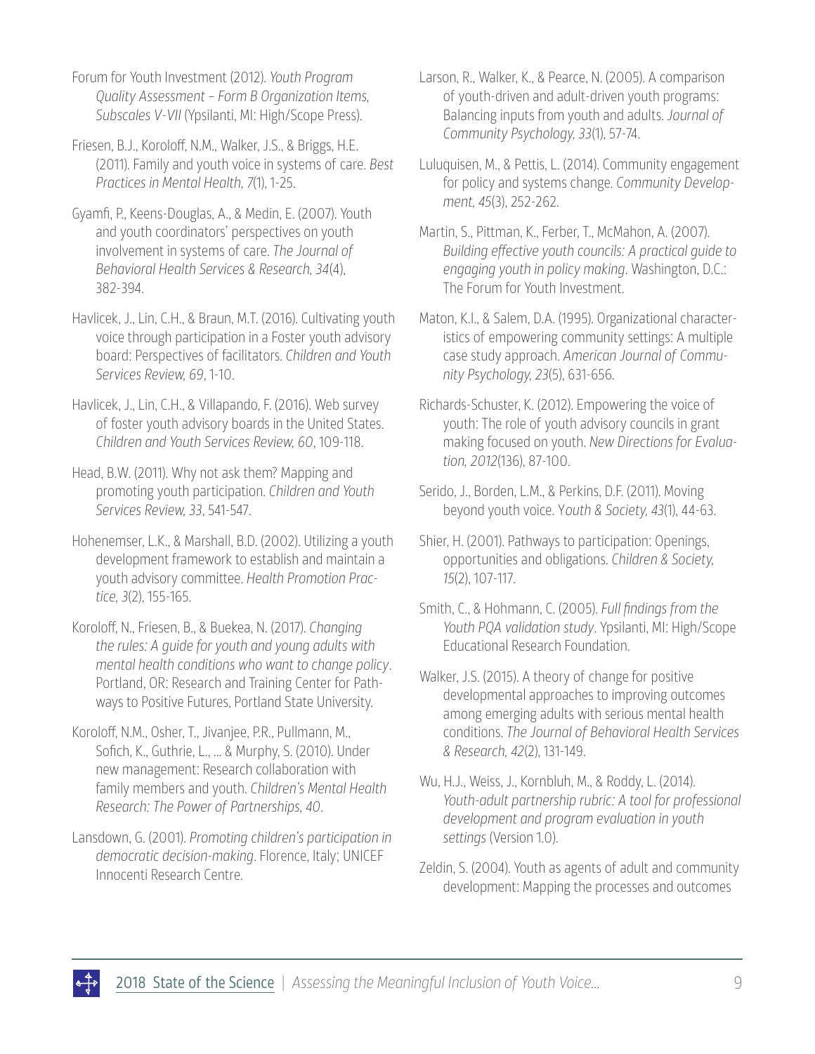Forum for Youth Investment (2012). *Youth Program Quality Assessment – Form B Organization Items, Subscales V-VII* (Ypsilanti, MI: High/Scope Press).

Friesen, B.J., Koroloff, N.M., Walker, J.S., & Briggs, H.E. (2011). Family and youth voice in systems of care. *Best Practices in Mental Health, 7*(1), 1-25.

Gyamfi, P., Keens-Douglas, A., & Medin, E. (2007). Youth and youth coordinators' perspectives on youth involvement in systems of care. *The Journal of Behavioral Health Services & Research, 34*(4), 382-394.

Havlicek, J., Lin, C.H., & Braun, M.T. (2016). Cultivating youth voice through participation in a Foster youth advisory board: Perspectives of facilitators. *Children and Youth Services Review, 69*, 1-10.

Havlicek, J., Lin, C.H., & Villapando, F. (2016). Web survey of foster youth advisory boards in the United States. *Children and Youth Services Review, 60*, 109-118.

Head, B.W. (2011). Why not ask them? Mapping and promoting youth participation. *Children and Youth Services Review, 33*, 541-547.

Hohenemser, L.K., & Marshall, B.D. (2002). Utilizing a youth development framework to establish and maintain a youth advisory committee. *Health Promotion Practice, 3*(2), 155-165.

Koroloff, N., Friesen, B., & Buekea, N. (2017). *Changing the rules: A guide for youth and young adults with mental health conditions who want to change policy*. Portland, OR: Research and Training Center for Pathways to Positive Futures, Portland State University.

Koroloff, N.M., Osher, T., Jivanjee, P.R., Pullmann, M., Sofich, K., Guthrie, L., ... & Murphy, S. (2010). Under new management: Research collaboration with family members and youth. *Children's Mental Health Research: The Power of Partnerships, 40*.

Lansdown, G. (2001). *Promoting children's participation in democratic decision-making*. Florence, Italy; UNICEF Innocenti Research Centre.

Larson, R., Walker, K., & Pearce, N. (2005). A comparison of youth-driven and adult-driven youth programs: Balancing inputs from youth and adults. *Journal of Community Psychology, 33*(1), 57-74.

Luluquisen, M., & Pettis, L. (2014). Community engagement for policy and systems change. *Community Development, 45*(3), 252-262.

Martin, S., Pittman, K., Ferber, T., McMahon, A. (2007). *Building effective youth councils: A practical guide to engaging youth in policy making*. Washington, D.C.: The Forum for Youth Investment.

Maton, K.I., & Salem, D.A. (1995). Organizational characteristics of empowering community settings: A multiple case study approach. *American Journal of Community Psychology, 23*(5), 631-656.

Richards-Schuster, K. (2012). Empowering the voice of youth: The role of youth advisory councils in grant making focused on youth. *New Directions for Evaluation, 2012*(136), 87-100.

Serido, J., Borden, L.M., & Perkins, D.F. (2011). Moving beyond youth voice. *Youth & Society, 43*(1), 44-63.

Shier, H. (2001). Pathways to participation: Openings, opportunities and obligations. *Children & Society, 15*(2), 107-117.

Smith, C., & Hohmann, C. (2005). *Full findings from the Youth PQA validation study*. Ypsilanti, MI: High/Scope Educational Research Foundation.

Walker, J.S. (2015). A theory of change for positive developmental approaches to improving outcomes among emerging adults with serious mental health conditions. *The Journal of Behavioral Health Services & Research, 42*(2), 131-149.

Wu, H.J., Weiss, J., Kornbluh, M., & Roddy, L. (2014). *Youth-adult partnership rubric: A tool for professional development and program evaluation in youth settings* (Version 1.0).

Zeldin, S. (2004). Youth as agents of adult and community development: Mapping the processes and outcomes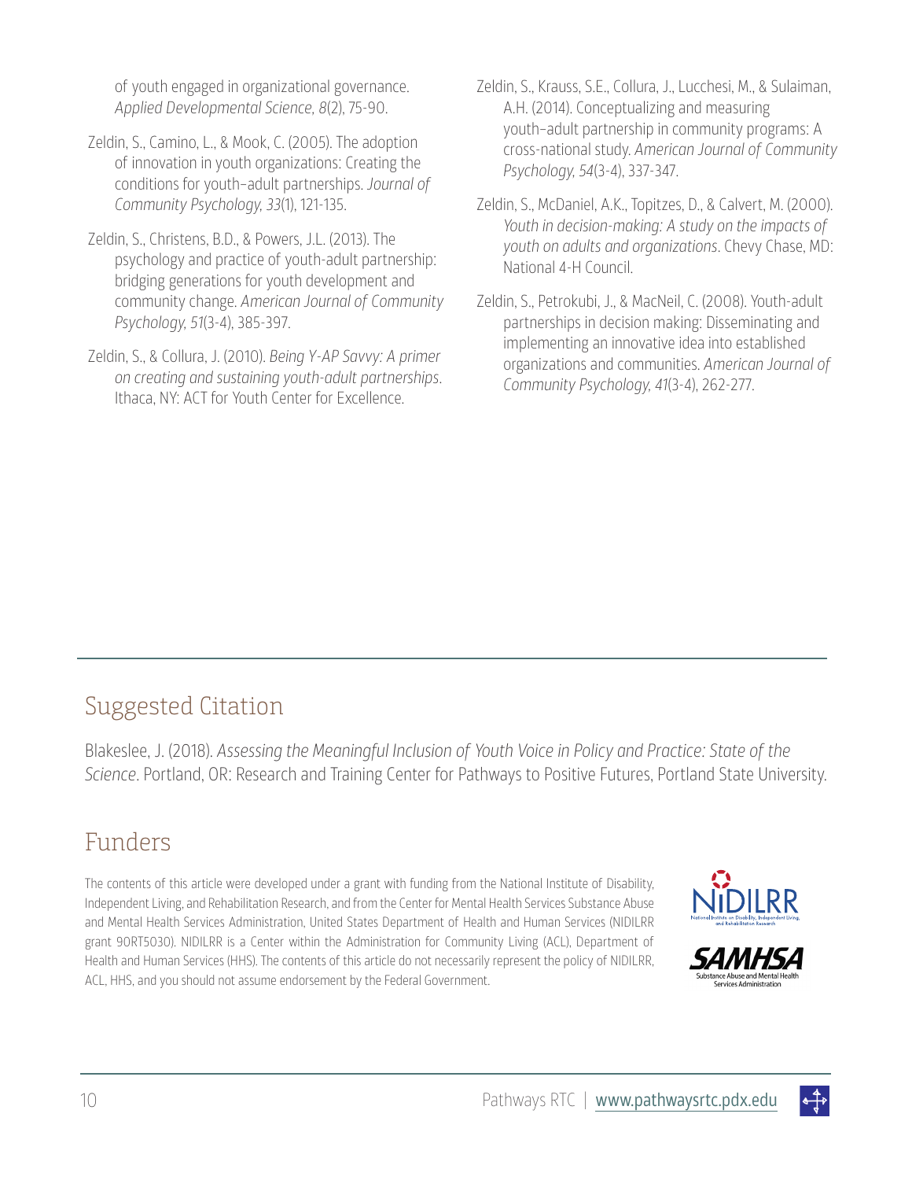of youth engaged in organizational governance. *Applied Developmental Science, 8*(2), 75-90.

Zeldin, S., Camino, L., & Mook, C. (2005). The adoption of innovation in youth organizations: Creating the conditions for youth–adult partnerships. *Journal of Community Psychology, 33*(1), 121-135.

Zeldin, S., Christens, B.D., & Powers, J.L. (2013). The psychology and practice of youth-adult partnership: bridging generations for youth development and community change. *American Journal of Community Psychology, 51*(3-4), 385-397.

Zeldin, S., & Collura, J. (2010). *Being Y-AP Savvy: A primer on creating and sustaining youth-adult partnerships*. Ithaca, NY: ACT for Youth Center for Excellence.

Zeldin, S., Krauss, S.E., Collura, J., Lucchesi, M., & Sulaiman, A.H. (2014). Conceptualizing and measuring youth–adult partnership in community programs: A cross-national study. *American Journal of Community Psychology, 54*(3-4), 337-347.

Zeldin, S., McDaniel, A.K., Topitzes, D., & Calvert, M. (2000). *Youth in decision-making: A study on the impacts of youth on adults and organizations*. Chevy Chase, MD: National 4-H Council.

Zeldin, S., Petrokubi, J., & MacNeil, C. (2008). Youth-adult partnerships in decision making: Disseminating and implementing an innovative idea into established organizations and communities. *American Journal of Community Psychology, 41*(3-4), 262-277.

## Suggested Citation

Blakeslee, J. (2018). *Assessing the Meaningful Inclusion of Youth Voice in Policy and Practice: State of the Science*. Portland, OR: Research and Training Center for Pathways to Positive Futures, Portland State University.

## Funders

The contents of this article were developed under a grant with funding from the National Institute of Disability, Independent Living, and Rehabilitation Research, and from the Center for Mental Health Services Substance Abuse and Mental Health Services Administration, United States Department of Health and Human Services (NIDILRR grant 90RT5030). NIDILRR is a Center within the Administration for Community Living (ACL), Department of Health and Human Services (HHS). The contents of this article do not necessarily represent the policy of NIDILRR, ACL, HHS, and you should not assume endorsement by the Federal Government.

NIDILRR
National Institute on Disability, Independent Living, and Rehabilitation Research

SAMHSA
Substance Abuse and Mental Health Services Administration